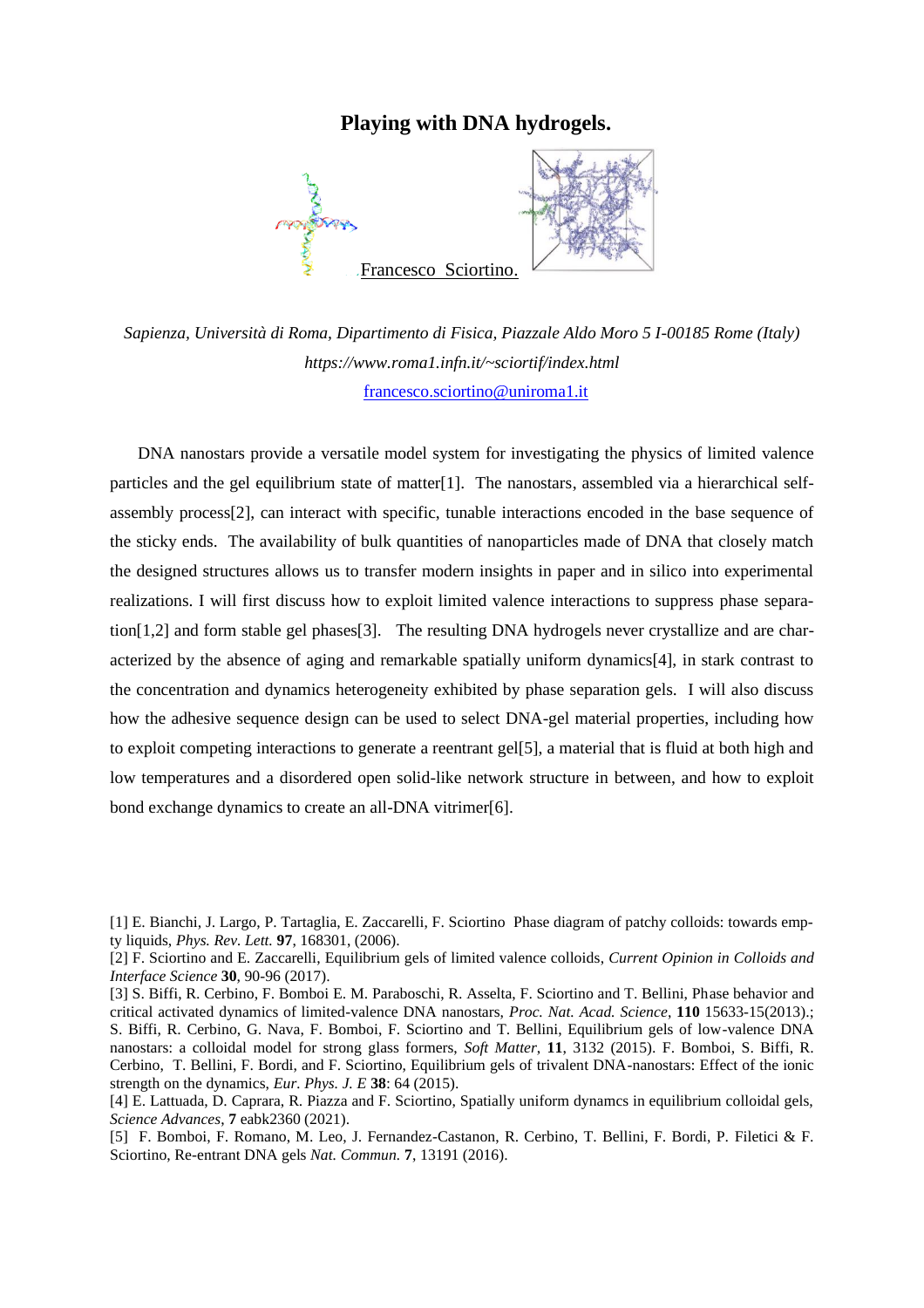# Playing with DNA hydrogels.

Francesco Sciortino.

*Sapienza, Università di Roma, Dipartimento di Fisica, Piazzale Aldo Moro 5 I-00185 Rome (Italy)*
*https://www.roma1.infn.it/~sciortif/index.html*
francesco.sciortino@uniroma1.it

DNA nanostars provide a versatile model system for investigating the physics of limited valence particles and the gel equilibrium state of matter[1]. The nanostars, assembled via a hierarchical self-assembly process[2], can interact with specific, tunable interactions encoded in the base sequence of the sticky ends. The availability of bulk quantities of nanoparticles made of DNA that closely match the designed structures allows us to transfer modern insights in paper and in silico into experimental realizations. I will first discuss how to exploit limited valence interactions to suppress phase separation[1,2] and form stable gel phases[3]. The resulting DNA hydrogels never crystallize and are characterized by the absence of aging and remarkable spatially uniform dynamics[4], in stark contrast to the concentration and dynamics heterogeneity exhibited by phase separation gels. I will also discuss how the adhesive sequence design can be used to select DNA-gel material properties, including how to exploit competing interactions to generate a reentrant gel[5], a material that is fluid at both high and low temperatures and a disordered open solid-like network structure in between, and how to exploit bond exchange dynamics to create an all-DNA vitrimer[6].

[1] E. Bianchi, J. Largo, P. Tartaglia, E. Zaccarelli, F. Sciortino Phase diagram of patchy colloids: towards empty liquids, *Phys. Rev. Lett.* **97**, 168301, (2006).
[2] F. Sciortino and E. Zaccarelli, Equilibrium gels of limited valence colloids, *Current Opinion in Colloids and Interface Science* **30**, 90-96 (2017).
[3] S. Biffi, R. Cerbino, F. Bomboi E. M. Paraboschi, R. Asselta, F. Sciortino and T. Bellini, Phase behavior and critical activated dynamics of limited-valence DNA nanostars, *Proc. Nat. Acad. Science*, **110** 15633-15(2013).; S. Biffi, R. Cerbino, G. Nava, F. Bomboi, F. Sciortino and T. Bellini, Equilibrium gels of low-valence DNA nanostars: a colloidal model for strong glass formers, *Soft Matter*, **11**, 3132 (2015). F. Bomboi, S. Biffi, R. Cerbino, T. Bellini, F. Bordi, and F. Sciortino, Equilibrium gels of trivalent DNA-nanostars: Effect of the ionic strength on the dynamics, *Eur. Phys. J. E* **38**: 64 (2015).
[4] E. Lattuada, D. Caprara, R. Piazza and F. Sciortino, Spatially uniform dynamcs in equilibrium colloidal gels, *Science Advances*, **7** eabk2360 (2021).
[5] F. Bomboi, F. Romano, M. Leo, J. Fernandez-Castanon, R. Cerbino, T. Bellini, F. Bordi, P. Filetici & F. Sciortino, Re-entrant DNA gels *Nat. Commun.* **7**, 13191 (2016).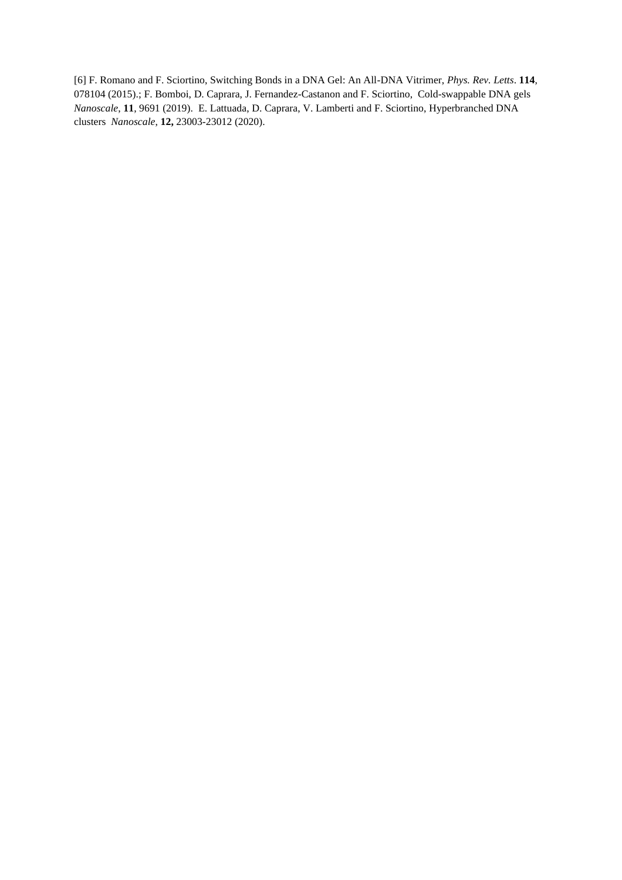[6] F. Romano and F. Sciortino, Switching Bonds in a DNA Gel: An All-DNA Vitrimer, *Phys. Rev. Letts*. **114**, 078104 (2015).; F. Bomboi, D. Caprara, J. Fernandez-Castanon and F. Sciortino, Cold-swappable DNA gels *Nanoscale*, **11**, 9691 (2019). E. Lattuada, D. Caprara, V. Lamberti and F. Sciortino, Hyperbranched DNA clusters *Nanoscale*, **12,** 23003-23012 (2020).